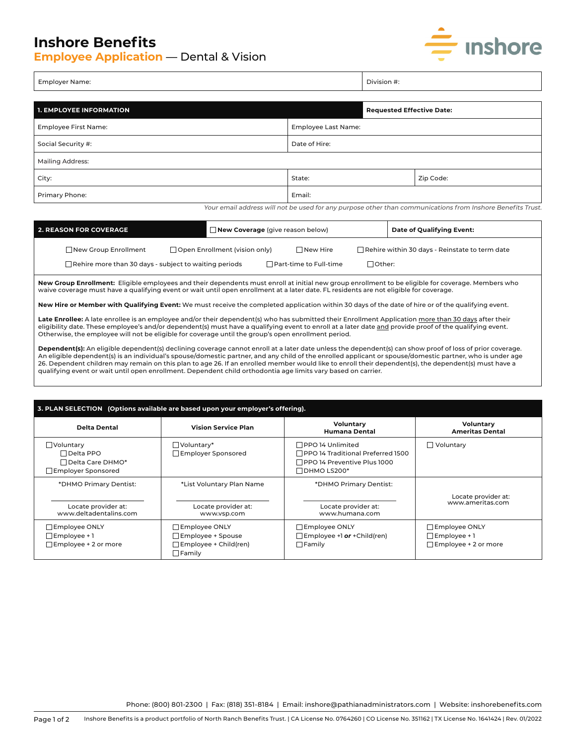# Inshore Benefits

## Employee Application — Dental & Vision

| Employer Name: | Division #: |
|---|---|

| 1. EMPLOYEE INFORMATION | | Requested Effective Date: |
|---|---|---|
| Employee First Name: | Employee Last Name: | |
| Social Security #: | Date of Hire: | |
| Mailing Address: | | |
| City: | State: | Zip Code: |
| Primary Phone: | Email: | |

*Your email address will not be used for any purpose other than communications from Inshore Benefits Trust.*

| 2. REASON FOR COVERAGE | ☐ **New Coverage** (give reason below) | **Date of Qualifying Event:** |
|---|---|---|

☐ New Group Enrollment ☐ Open Enrollment (vision only) ☐ New Hire ☐ Rehire within 30 days - Reinstate to term date

☐ Rehire more than 30 days - subject to waiting periods ☐ Part-time to Full-time ☐ Other:

**New Group Enrollment:** Eligible employees and their dependents must enroll at initial new group enrollment to be eligible for coverage. Members who waive coverage must have a qualifying event or wait until open enrollment at a later date. FL residents are not eligible for coverage.

**New Hire or Member with Qualifying Event:** We must receive the completed application within 30 days of the date of hire or of the qualifying event.

**Late Enrollee:** A late enrollee is an employee and/or their dependent(s) who has submitted their Enrollment Application more than 30 days after their eligibility date. These employee's and/or dependent(s) must have a qualifying event to enroll at a later date and provide proof of the qualifying event. Otherwise, the employee will not be eligible for coverage until the group's open enrollment period.

**Dependent(s):** An eligible dependent(s) declining coverage cannot enroll at a later date unless the dependent(s) can show proof of loss of prior coverage. An eligible dependent(s) is an individual's spouse/domestic partner, and any child of the enrolled applicant or spouse/domestic partner, who is under age 26. Dependent children may remain on this plan to age 26. If an enrolled member would like to enroll their dependent(s), the dependent(s) must have a qualifying event or wait until open enrollment. Dependent child orthodontia age limits vary based on carrier.

**3. PLAN SELECTION (Options available are based upon your employer's offering).**

| Delta Dental | Vision Service Plan | Voluntary Humana Dental | Voluntary Ameritas Dental |
|---|---|---|---|
| ☐ Voluntary<br>☐ Delta PPO<br>☐ Delta Care DHMO*<br>☐ Employer Sponsored | ☐ Voluntary*<br>☐ Employer Sponsored | ☐ PPO 14 Unlimited<br>☐ PPO 14 Traditional Preferred 1500<br>☐ PPO 14 Preventive Plus 1000<br>☐ DHMO LS200* | ☐ Voluntary |
| *DHMO Primary Dentist:<br>\_\_\_\_\_\_\_\_\_\_\_\_\_\_\_\_<br>Locate provider at: www.deltadentalins.com | *List Voluntary Plan Name<br>\_\_\_\_\_\_\_\_\_\_\_\_\_\_\_\_<br>Locate provider at: www.vsp.com | *DHMO Primary Dentist:<br>\_\_\_\_\_\_\_\_\_\_\_\_\_\_\_\_<br>Locate provider at: www.humana.com | Locate provider at: www.ameritas.com |
| ☐ Employee ONLY<br>☐ Employee + 1<br>☐ Employee + 2 or more | ☐ Employee ONLY<br>☐ Employee + Spouse<br>☐ Employee + Child(ren)<br>☐ Family | ☐ Employee ONLY<br>☐ Employee +1 ***or*** +Child(ren)<br>☐ Family | ☐ Employee ONLY<br>☐ Employee + 1<br>☐ Employee + 2 or more |

Phone: (800) 801-2300 | Fax: (818) 351-8184 | Email: inshore@pathianadministrators.com | Website: inshorebenefits.com

Inshore Benefits is a product portfolio of North Ranch Benefits Trust. | CA License No. 0764260 | CO License No. 351162 | TX License No. 1641424 | Rev. 01/2022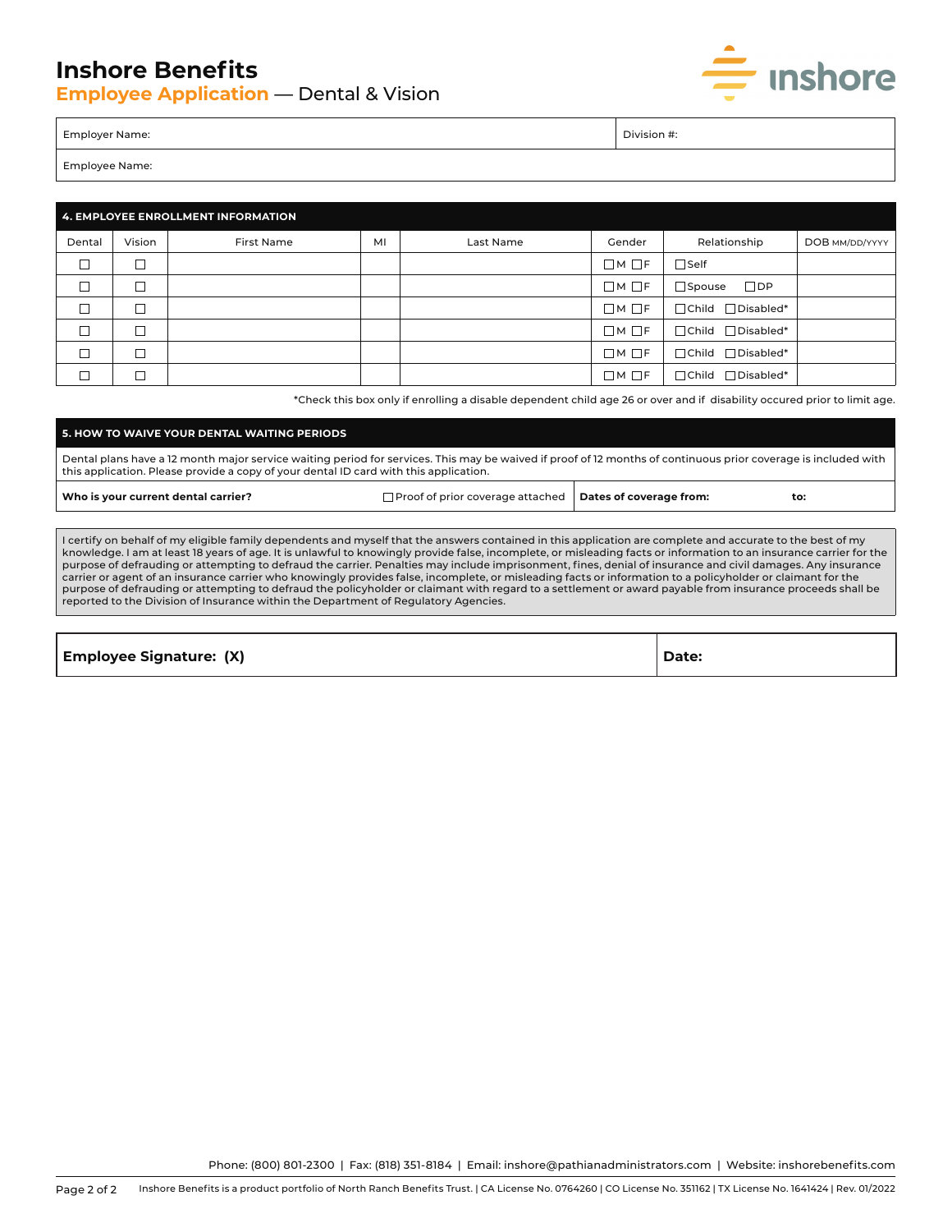# Inshore Benefits

## Employee Application — Dental & Vision

| Employer Name: | Division #: |
|---|---|
| Employee Name: | |

### 4. EMPLOYEE ENROLLMENT INFORMATION

| Dental | Vision | First Name | MI | Last Name | Gender | Relationship | DOB MM/DD/YYYY |
|---|---|---|---|---|---|---|---|
| ☐ | ☐ | | | | ☐M ☐F | ☐Self | |
| ☐ | ☐ | | | | ☐M ☐F | ☐Spouse ☐DP | |
| ☐ | ☐ | | | | ☐M ☐F | ☐Child ☐Disabled* | |
| ☐ | ☐ | | | | ☐M ☐F | ☐Child ☐Disabled* | |
| ☐ | ☐ | | | | ☐M ☐F | ☐Child ☐Disabled* | |
| ☐ | ☐ | | | | ☐M ☐F | ☐Child ☐Disabled* | |

*Check this box only if enrolling a disable dependent child age 26 or over and if disability occured prior to limit age.

### 5. HOW TO WAIVE YOUR DENTAL WAITING PERIODS

Dental plans have a 12 month major service waiting period for services. This may be waived if proof of 12 months of continuous prior coverage is included with this application. Please provide a copy of your dental ID card with this application.

| **Who is your current dental carrier?** | ☐Proof of prior coverage attached | **Dates of coverage from:** | **to:** |
|---|---|---|---|

I certify on behalf of my eligible family dependents and myself that the answers contained in this application are complete and accurate to the best of my knowledge. I am at least 18 years of age. It is unlawful to knowingly provide false, incomplete, or misleading facts or information to an insurance carrier for the purpose of defrauding or attempting to defraud the carrier. Penalties may include imprisonment, fines, denial of insurance and civil damages. Any insurance carrier or agent of an insurance carrier who knowingly provides false, incomplete, or misleading facts or information to a policyholder or claimant for the purpose of defrauding or attempting to defraud the policyholder or claimant with regard to a settlement or award payable from insurance proceeds shall be reported to the Division of Insurance within the Department of Regulatory Agencies.

| **Employee Signature: (X)** | **Date:** |
|---|---|

Phone: (800) 801-2300 | Fax: (818) 351-8184 | Email: inshore@pathianadministrators.com | Website: inshorebenefits.com

Inshore Benefits is a product portfolio of North Ranch Benefits Trust. | CA License No. 0764260 | CO License No. 351162 | TX License No. 1641424 | Rev. 01/2022